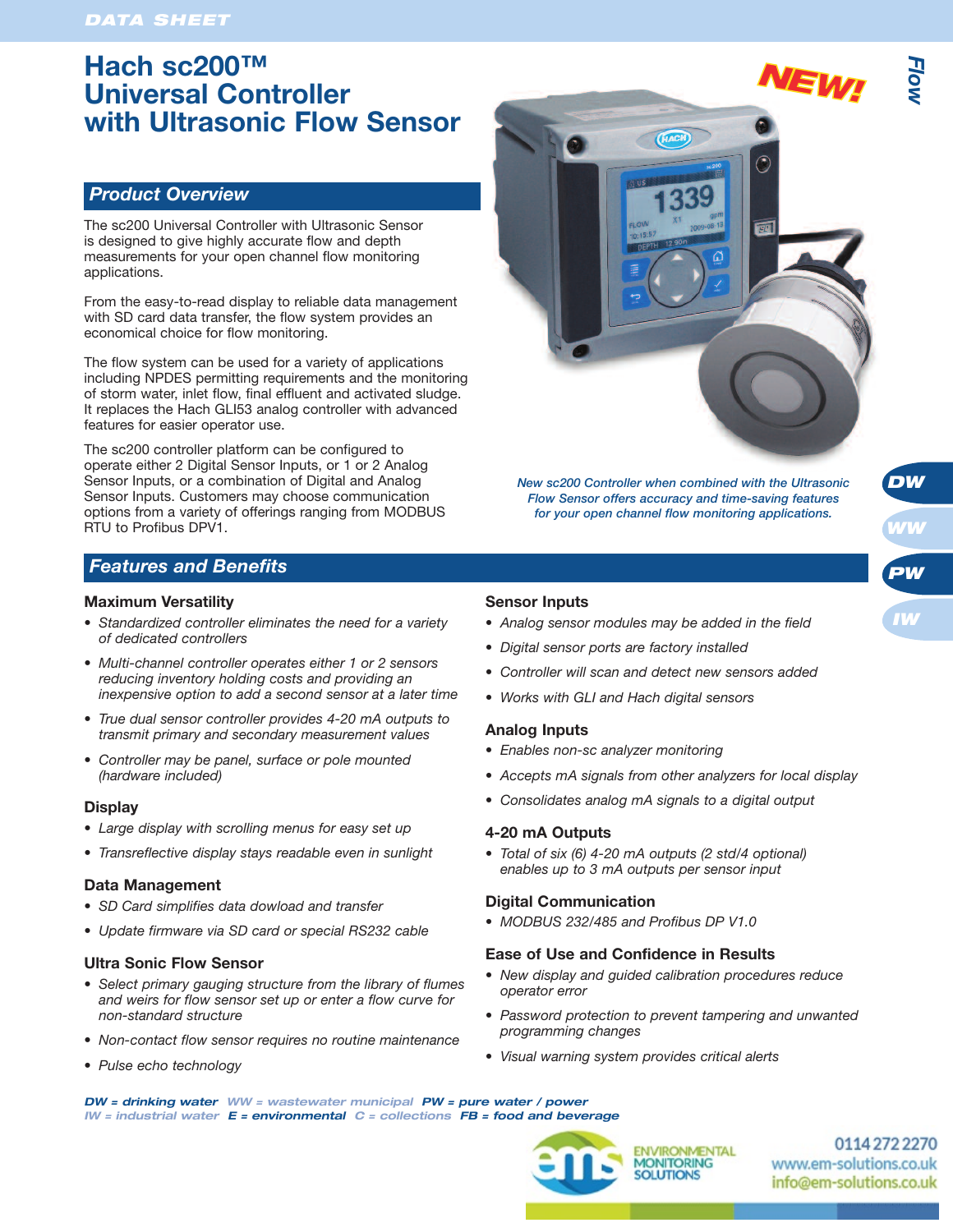DATA SHEET

# Hach sc200™ Universal Controller with Ultrasonic Flow Sensor

## Product Overview

The sc200 Universal Controller with Ultrasonic Sensor is designed to give highly accurate flow and depth measurements for your open channel flow monitoring applications.

From the easy-to-read display to reliable data management with SD card data transfer, the flow system provides an economical choice for flow monitoring.

The flow system can be used for a variety of applications including NPDES permitting requirements and the monitoring of storm water, inlet flow, final effluent and activated sludge. It replaces the Hach GLI53 analog controller with advanced features for easier operator use.

The sc200 controller platform can be configured to operate either 2 Digital Sensor Inputs, or 1 or 2 Analog Sensor Inputs, or a combination of Digital and Analog Sensor Inputs. Customers may choose communication options from a variety of offerings ranging from MODBUS RTU to Profibus DPV1.

*New sc200 Controller when combined with the Ultrasonic Flow Sensor offers accuracy and time-saving features for your open channel flow monitoring applications.*

## Features and Benefits

### Maximum Versatility

- *Standardized controller eliminates the need for a variety of dedicated controllers*
- *Multi-channel controller operates either 1 or 2 sensors reducing inventory holding costs and providing an inexpensive option to add a second sensor at a later time*
- *True dual sensor controller provides 4-20 mA outputs to transmit primary and secondary measurement values*
- *Controller may be panel, surface or pole mounted (hardware included)*

### Display

- *Large display with scrolling menus for easy set up*
- *Transreflective display stays readable even in sunlight*

### Data Management

- *SD Card simplifies data dowload and transfer*
- *Update firmware via SD card or special RS232 cable*

### Ultra Sonic Flow Sensor

- *Select primary gauging structure from the library of flumes and weirs for flow sensor set up or enter a flow curve for non-standard structure*
- *Non-contact flow sensor requires no routine maintenance*
- *Pulse echo technology*

### Sensor Inputs

- *Analog sensor modules may be added in the field*
- *Digital sensor ports are factory installed*
- *Controller will scan and detect new sensors added*
- *Works with GLI and Hach digital sensors*

### Analog Inputs

- *Enables non-sc analyzer monitoring*
- *Accepts mA signals from other analyzers for local display*
- *Consolidates analog mA signals to a digital output*

### 4-20 mA Outputs

- *Total of six (6) 4-20 mA outputs (2 std/4 optional) enables up to 3 mA outputs per sensor input*

### Digital Communication

- *MODBUS 232/485 and Profibus DP V1.0*

### Ease of Use and Confidence in Results

- *New display and guided calibration procedures reduce operator error*
- *Password protection to prevent tampering and unwanted programming changes*
- *Visual warning system provides critical alerts*

*DW = drinking water WW = wastewater municipal PW = pure water / power IW = industrial water E = environmental C = collections FB = food and beverage*

ENVIRONMENTAL MONITORING SOLUTIONS
0114 272 2270
www.em-solutions.co.uk
info@em-solutions.co.uk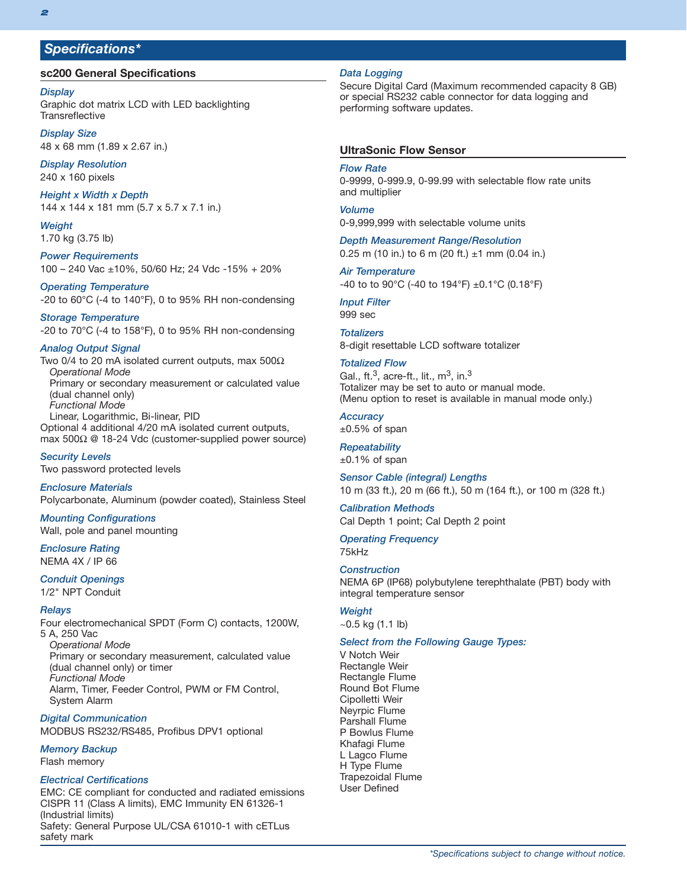## Specifications*

### sc200 General Specifications

*Display*
Graphic dot matrix LCD with LED backlighting
Transreflective

*Display Size*
48 x 68 mm (1.89 x 2.67 in.)

*Display Resolution*
240 x 160 pixels

*Height x Width x Depth*
144 x 144 x 181 mm (5.7 x 5.7 x 7.1 in.)

*Weight*
1.70 kg (3.75 lb)

*Power Requirements*
100 – 240 Vac ±10%, 50/60 Hz; 24 Vdc -15% + 20%

*Operating Temperature*
-20 to 60°C (-4 to 140°F), 0 to 95% RH non-condensing

*Storage Temperature*
-20 to 70°C (-4 to 158°F), 0 to 95% RH non-condensing

*Analog Output Signal*
Two 0/4 to 20 mA isolated current outputs, max 500Ω
*Operational Mode*
Primary or secondary measurement or calculated value (dual channel only)
*Functional Mode*
Linear, Logarithmic, Bi-linear, PID
Optional 4 additional 4/20 mA isolated current outputs, max 500Ω @ 18-24 Vdc (customer-supplied power source)

*Security Levels*
Two password protected levels

*Enclosure Materials*
Polycarbonate, Aluminum (powder coated), Stainless Steel

*Mounting Configurations*
Wall, pole and panel mounting

*Enclosure Rating*
NEMA 4X / IP 66

*Conduit Openings*
1/2" NPT Conduit

*Relays*
Four electromechanical SPDT (Form C) contacts, 1200W, 5 A, 250 Vac
*Operational Mode*
Primary or secondary measurement, calculated value (dual channel only) or timer
*Functional Mode*
Alarm, Timer, Feeder Control, PWM or FM Control, System Alarm

*Digital Communication*
MODBUS RS232/RS485, Profibus DPV1 optional

*Memory Backup*
Flash memory

*Electrical Certifications*
EMC: CE compliant for conducted and radiated emissions CISPR 11 (Class A limits), EMC Immunity EN 61326-1 (Industrial limits)
Safety: General Purpose UL/CSA 61010-1 with cETLus safety mark

*Data Logging*
Secure Digital Card (Maximum recommended capacity 8 GB) or special RS232 cable connector for data logging and performing software updates.

### UltraSonic Flow Sensor

*Flow Rate*
0-9999, 0-999.9, 0-99.99 with selectable flow rate units and multiplier

*Volume*
0-9,999,999 with selectable volume units

*Depth Measurement Range/Resolution*
0.25 m (10 in.) to 6 m (20 ft.) ±1 mm (0.04 in.)

*Air Temperature*
-40 to to 90°C (-40 to 194°F) ±0.1°C (0.18°F)

*Input Filter*
999 sec

*Totalizers*
8-digit resettable LCD software totalizer

*Totalized Flow*
Gal., ft.$^3$, acre-ft., lit., m$^3$, in.$^3$
Totalizer may be set to auto or manual mode.
(Menu option to reset is available in manual mode only.)

*Accuracy*
±0.5% of span

*Repeatability*
±0.1% of span

*Sensor Cable (integral) Lengths*
10 m (33 ft.), 20 m (66 ft.), 50 m (164 ft.), or 100 m (328 ft.)

*Calibration Methods*
Cal Depth 1 point; Cal Depth 2 point

*Operating Frequency*
75kHz

*Construction*
NEMA 6P (IP68) polybutylene terephthalate (PBT) body with integral temperature sensor

*Weight*
~0.5 kg (1.1 lb)

*Select from the Following Gauge Types:*
V Notch Weir
Rectangle Weir
Rectangle Flume
Round Bot Flume
Cipolletti Weir
Neyrpic Flume
Parshall Flume
P Bowlus Flume
Khafagi Flume
L Lagco Flume
H Type Flume
Trapezoidal Flume
User Defined

*Specifications subject to change without notice.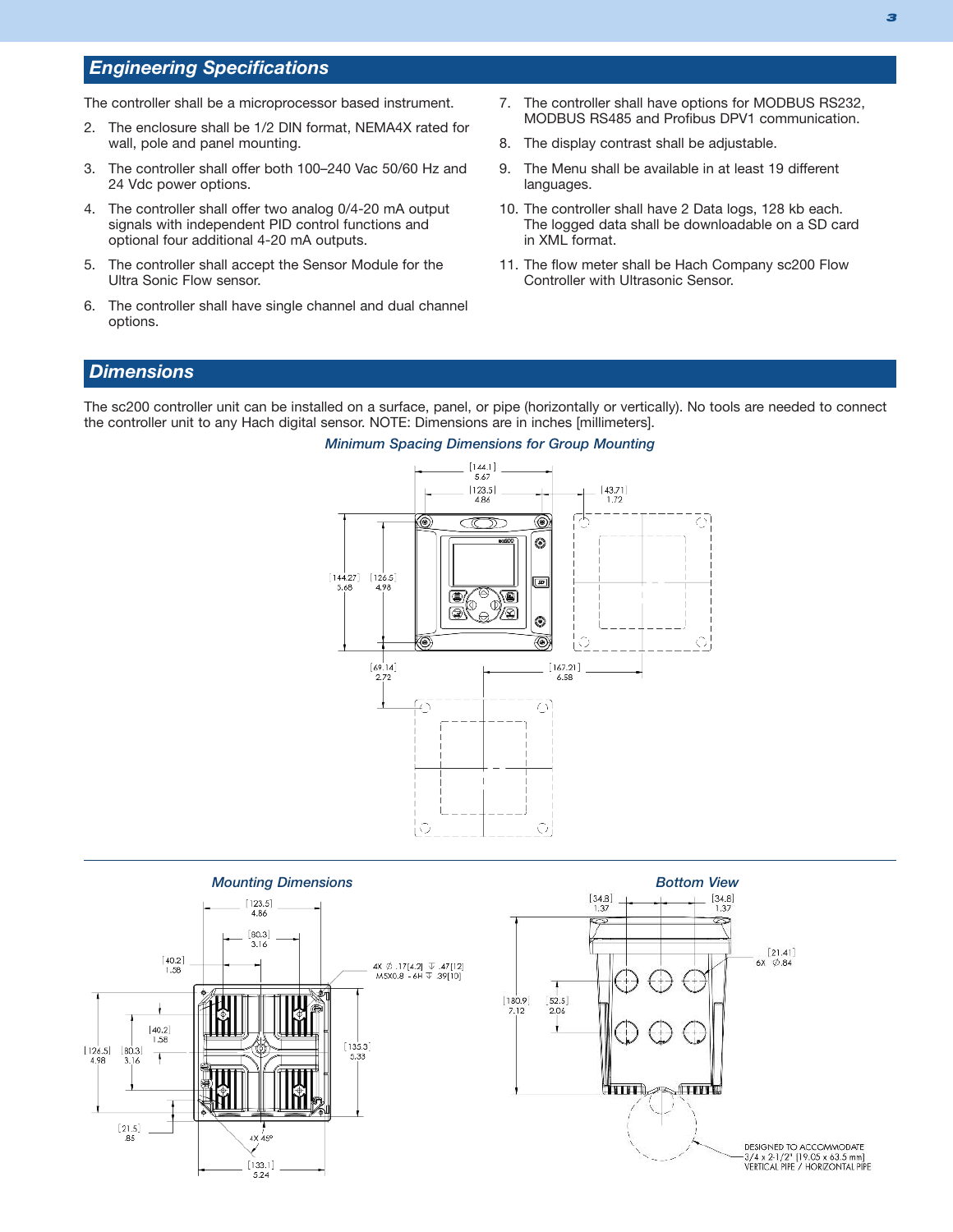## Engineering Specifications

The controller shall be a microprocessor based instrument.

2. The enclosure shall be 1/2 DIN format, NEMA4X rated for wall, pole and panel mounting.
3. The controller shall offer both 100–240 Vac 50/60 Hz and 24 Vdc power options.
4. The controller shall offer two analog 0/4-20 mA output signals with independent PID control functions and optional four additional 4-20 mA outputs.
5. The controller shall accept the Sensor Module for the Ultra Sonic Flow sensor.
6. The controller shall have single channel and dual channel options.
7. The controller shall have options for MODBUS RS232, MODBUS RS485 and Profibus DPV1 communication.
8. The display contrast shall be adjustable.
9. The Menu shall be available in at least 19 different languages.
10. The controller shall have 2 Data logs, 128 kb each. The logged data shall be downloadable on a SD card in XML format.
11. The flow meter shall be Hach Company sc200 Flow Controller with Ultrasonic Sensor.

## Dimensions

The sc200 controller unit can be installed on a surface, panel, or pipe (horizontally or vertically). No tools are needed to connect the controller unit to any Hach digital sensor. NOTE: Dimensions are in inches [millimeters].

*Minimum Spacing Dimensions for Group Mounting*

[144.1] 5.67, [123.5] 4.86, [43.71] 1.72, [144.27] 5.68, [126.5] 4.98, [69.14] 2.72, [167.21] 6.58

*Mounting Dimensions*

[123.5] 4.86, [80.3] 3.16, [40.2] 1.58, 4X ⌀ .17[4.2] ↧ .47[12] M5X0.8 - 6H ↧ .39[10], [126.5] 4.98, [80.3] 3.16, [40.2] 1.58, [135.3] 5.33, [21.5] .85, 4X 45°, [133.1] 5.24

*Bottom View*

[34.8] 1.37, [34.8] 1.37, [21.41] 6X ⌀.84, [180.9] 7.12, [52.5] 2.06

DESIGNED TO ACCOMMODATE 3/4 x 2-1/2" [19.05 x 63.5 mm] VERTICAL PIPE / HORIZONTAL PIPE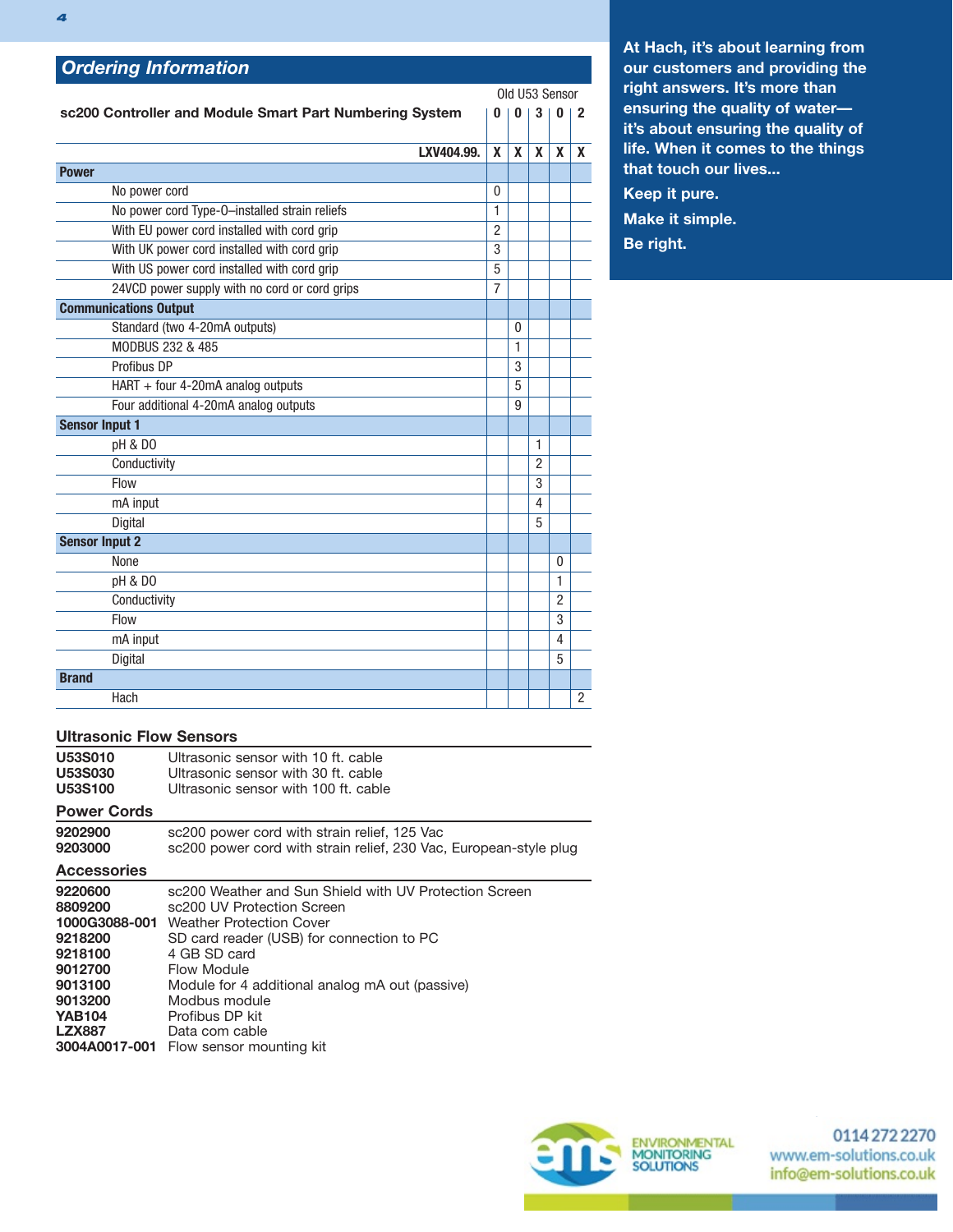## Ordering Information

| sc200 Controller and Module Smart Part Numbering System | Old U53 Sensor | | | | |
|---|---|---|---|---|---|
| | 0 | 0 | 3 | 0 | 2 |
| LXV404.99. | X | X | X | X | X |
| **Power** | | | | | |
| No power cord | 0 | | | | |
| No power cord Type-0–installed strain reliefs | 1 | | | | |
| With EU power cord installed with cord grip | 2 | | | | |
| With UK power cord installed with cord grip | 3 | | | | |
| With US power cord installed with cord grip | 5 | | | | |
| 24VCD power supply with no cord or cord grips | 7 | | | | |
| **Communications Output** | | | | | |
| Standard (two 4-20mA outputs) | | 0 | | | |
| MODBUS 232 & 485 | | 1 | | | |
| Profibus DP | | 3 | | | |
| HART + four 4-20mA analog outputs | | 5 | | | |
| Four additional 4-20mA analog outputs | | 9 | | | |
| **Sensor Input 1** | | | | | |
| pH & DO | | | 1 | | |
| Conductivity | | | 2 | | |
| Flow | | | 3 | | |
| mA input | | | 4 | | |
| Digital | | | 5 | | |
| **Sensor Input 2** | | | | | |
| None | | | | 0 | |
| pH & DO | | | | 1 | |
| Conductivity | | | | 2 | |
| Flow | | | | 3 | |
| mA input | | | | 4 | |
| Digital | | | | 5 | |
| **Brand** | | | | | |
| Hach | | | | | 2 |

### Ultrasonic Flow Sensors

| | |
|---|---|
| **U53S010** | Ultrasonic sensor with 10 ft. cable |
| **U53S030** | Ultrasonic sensor with 30 ft. cable |
| **U53S100** | Ultrasonic sensor with 100 ft. cable |

### Power Cords

| | |
|---|---|
| **9202900** | sc200 power cord with strain relief, 125 Vac |
| **9203000** | sc200 power cord with strain relief, 230 Vac, European-style plug |

### Accessories

| | |
|---|---|
| **9220600** | sc200 Weather and Sun Shield with UV Protection Screen |
| **8809200** | sc200 UV Protection Screen |
| **1000G3088-001** | Weather Protection Cover |
| **9218200** | SD card reader (USB) for connection to PC |
| **9218100** | 4 GB SD card |
| **9012700** | Flow Module |
| **9013100** | Module for 4 additional analog mA out (passive) |
| **9013200** | Modbus module |
| **YAB104** | Profibus DP kit |
| **LZX887** | Data com cable |
| **3004A0017-001** | Flow sensor mounting kit |

**At Hach, it's about learning from our customers and providing the right answers. It's more than ensuring the quality of water—it's about ensuring the quality of life. When it comes to the things that touch our lives...**

**Keep it pure.**

**Make it simple.**

**Be right.**

ENVIRONMENTAL MONITORING SOLUTIONS

0114 272 2270
www.em-solutions.co.uk
info@em-solutions.co.uk